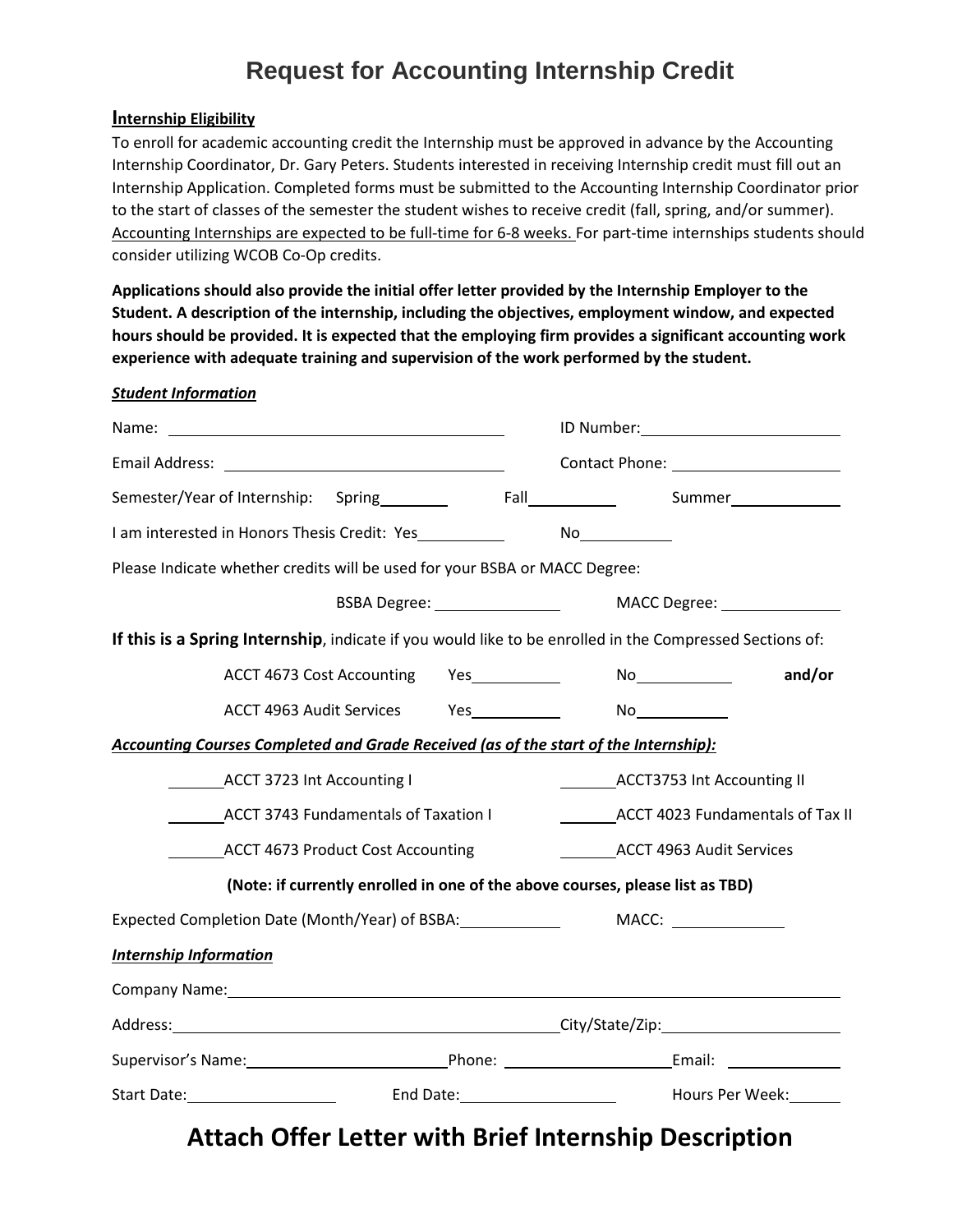# Request for Accounting Internship Credit

**Internship Eligibility**

To enroll for academic accounting credit the Internship must be approved in advance by the Accounting Internship Coordinator, Dr. Gary Peters. Students interested in receiving Internship credit must fill out an Internship Application. Completed forms must be submitted to the Accounting Internship Coordinator prior to the start of classes of the semester the student wishes to receive credit (fall, spring, and/or summer). Accounting Internships are expected to be full-time for 6-8 weeks. For part-time internships students should consider utilizing WCOB Co-Op credits.

**Applications should also provide the initial offer letter provided by the Internship Employer to the Student. A description of the internship, including the objectives, employment window, and expected hours should be provided. It is expected that the employing firm provides a significant accounting work experience with adequate training and supervision of the work performed by the student.**

***Student Information***

Name: ______________________ ID Number: ______________

Email Address: ______________________ Contact Phone: ______________

Semester/Year of Internship: Spring________ Fall________ Summer________

I am interested in Honors Thesis Credit: Yes________ No________

Please Indicate whether credits will be used for your BSBA or MACC Degree:

BSBA Degree: ____________ MACC Degree: ____________

**If this is a Spring Internship**, indicate if you would like to be enrolled in the Compressed Sections of:

ACCT 4673 Cost Accounting Yes________ No________ **and/or**

ACCT 4963 Audit Services Yes________ No________

***Accounting Courses Completed and Grade Received (as of the start of the Internship):***

______ACCT 3723 Int Accounting I ______ACCT3753 Int Accounting II

______ACCT 3743 Fundamentals of Taxation I ______ACCT 4023 Fundamentals of Tax II

______ACCT 4673 Product Cost Accounting ______ACCT 4963 Audit Services

**(Note: if currently enrolled in one of the above courses, please list as TBD)**

Expected Completion Date (Month/Year) of BSBA:__________ MACC: __________

***Internship Information***

Company Name: ____________________________________________

Address: ______________________ City/State/Zip: ______________

Supervisor's Name: ______________ Phone: ______________ Email: ______________

Start Date: ______________ End Date: ______________ Hours Per Week: ______

# Attach Offer Letter with Brief Internship Description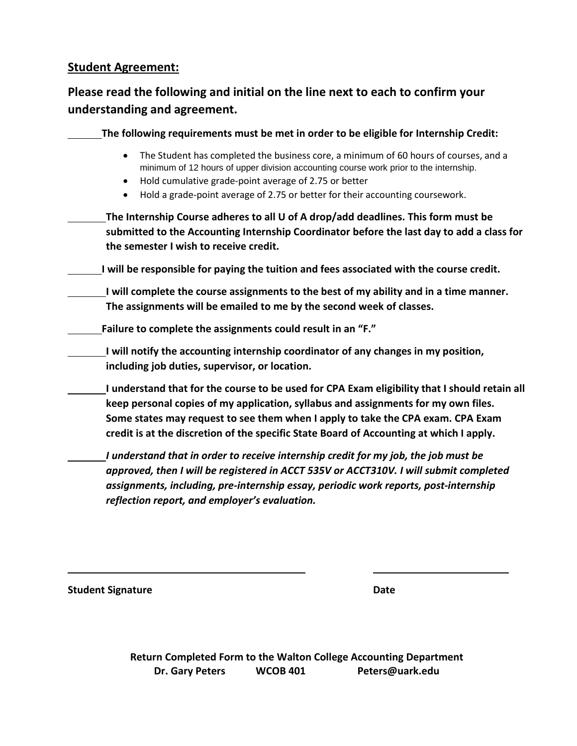## Student Agreement:

### Please read the following and initial on the line next to each to confirm your understanding and agreement.

______ **The following requirements must be met in order to be eligible for Internship Credit:**

- The Student has completed the business core, a minimum of 60 hours of courses, and a minimum of 12 hours of upper division accounting course work prior to the internship.
- Hold cumulative grade-point average of 2.75 or better
- Hold a grade-point average of 2.75 or better for their accounting coursework.

______ **The Internship Course adheres to all U of A drop/add deadlines. This form must be submitted to the Accounting Internship Coordinator before the last day to add a class for the semester I wish to receive credit.**

______ **I will be responsible for paying the tuition and fees associated with the course credit.**

______ **I will complete the course assignments to the best of my ability and in a time manner. The assignments will be emailed to me by the second week of classes.**

______ **Failure to complete the assignments could result in an "F."**

______ **I will notify the accounting internship coordinator of any changes in my position, including job duties, supervisor, or location.**

______ **I understand that for the course to be used for CPA Exam eligibility that I should retain all keep personal copies of my application, syllabus and assignments for my own files. Some states may request to see them when I apply to take the CPA exam. CPA Exam credit is at the discretion of the specific State Board of Accounting at which I apply.**

______ ***I understand that in order to receive internship credit for my job, the job must be approved, then I will be registered in ACCT 535V or ACCT310V. I will submit completed assignments, including, pre-internship essay, periodic work reports, post-internship reflection report, and employer's evaluation.***

______________________________________ ______________________

**Student Signature** **Date**

**Return Completed Form to the Walton College Accounting Department**
**Dr. Gary Peters WCOB 401 Peters@uark.edu**